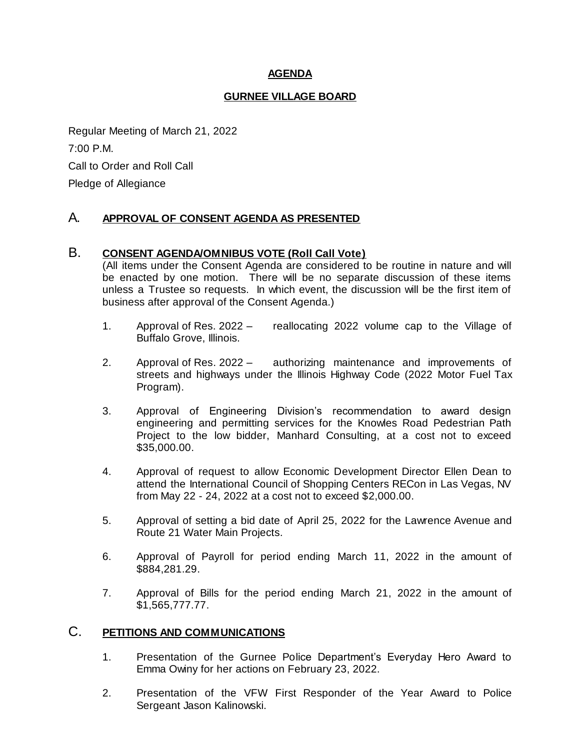# AGENDA

## GURNEE VILLAGE BOARD

Regular Meeting of March 21, 2022

7:00 P.M.

Call to Order and Roll Call

Pledge of Allegiance

## A. APPROVAL OF CONSENT AGENDA AS PRESENTED

## B. CONSENT AGENDA/OMNIBUS VOTE (Roll Call Vote)

(All items under the Consent Agenda are considered to be routine in nature and will be enacted by one motion. There will be no separate discussion of these items unless a Trustee so requests. In which event, the discussion will be the first item of business after approval of the Consent Agenda.)

1. Approval of Res. 2022 – reallocating 2022 volume cap to the Village of Buffalo Grove, Illinois.
2. Approval of Res. 2022 – authorizing maintenance and improvements of streets and highways under the Illinois Highway Code (2022 Motor Fuel Tax Program).
3. Approval of Engineering Division's recommendation to award design engineering and permitting services for the Knowles Road Pedestrian Path Project to the low bidder, Manhard Consulting, at a cost not to exceed $35,000.00.
4. Approval of request to allow Economic Development Director Ellen Dean to attend the International Council of Shopping Centers RECon in Las Vegas, NV from May 22 - 24, 2022 at a cost not to exceed $2,000.00.
5. Approval of setting a bid date of April 25, 2022 for the Lawrence Avenue and Route 21 Water Main Projects.
6. Approval of Payroll for period ending March 11, 2022 in the amount of $884,281.29.
7. Approval of Bills for the period ending March 21, 2022 in the amount of $1,565,777.77.

## C. PETITIONS AND COMMUNICATIONS

1. Presentation of the Gurnee Police Department's Everyday Hero Award to Emma Owiny for her actions on February 23, 2022.
2. Presentation of the VFW First Responder of the Year Award to Police Sergeant Jason Kalinowski.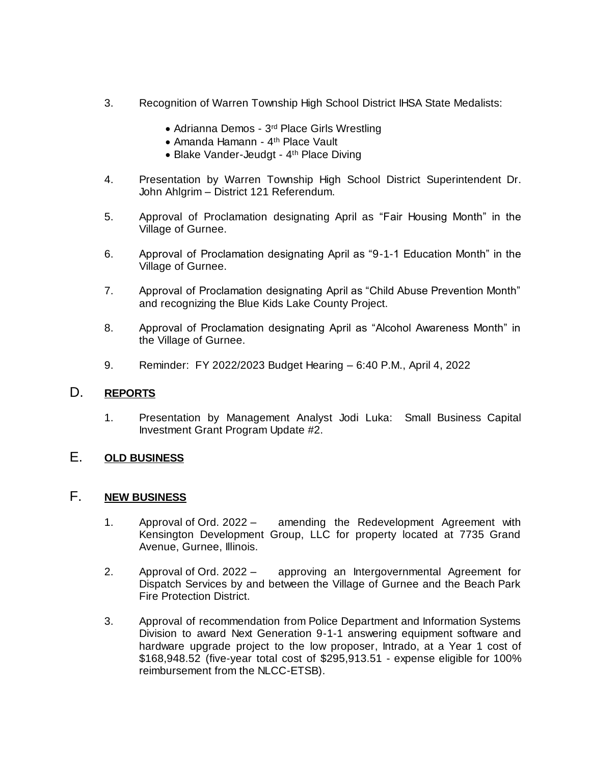3. Recognition of Warren Township High School District IHSA State Medalists:

    - Adrianna Demos - 3rd Place Girls Wrestling
    - Amanda Hamann - 4th Place Vault
    - Blake Vander-Jeudgt - 4th Place Diving

4. Presentation by Warren Township High School District Superintendent Dr. John Ahlgrim – District 121 Referendum.

5. Approval of Proclamation designating April as "Fair Housing Month" in the Village of Gurnee.

6. Approval of Proclamation designating April as "9-1-1 Education Month" in the Village of Gurnee.

7. Approval of Proclamation designating April as "Child Abuse Prevention Month" and recognizing the Blue Kids Lake County Project.

8. Approval of Proclamation designating April as "Alcohol Awareness Month" in the Village of Gurnee.

9. Reminder: FY 2022/2023 Budget Hearing – 6:40 P.M., April 4, 2022

## D. REPORTS

1. Presentation by Management Analyst Jodi Luka: Small Business Capital Investment Grant Program Update #2.

## E. OLD BUSINESS

## F. NEW BUSINESS

1. Approval of Ord. 2022 – amending the Redevelopment Agreement with Kensington Development Group, LLC for property located at 7735 Grand Avenue, Gurnee, Illinois.

2. Approval of Ord. 2022 – approving an Intergovernmental Agreement for Dispatch Services by and between the Village of Gurnee and the Beach Park Fire Protection District.

3. Approval of recommendation from Police Department and Information Systems Division to award Next Generation 9-1-1 answering equipment software and hardware upgrade project to the low proposer, Intrado, at a Year 1 cost of $168,948.52 (five-year total cost of $295,913.51 - expense eligible for 100% reimbursement from the NLCC-ETSB).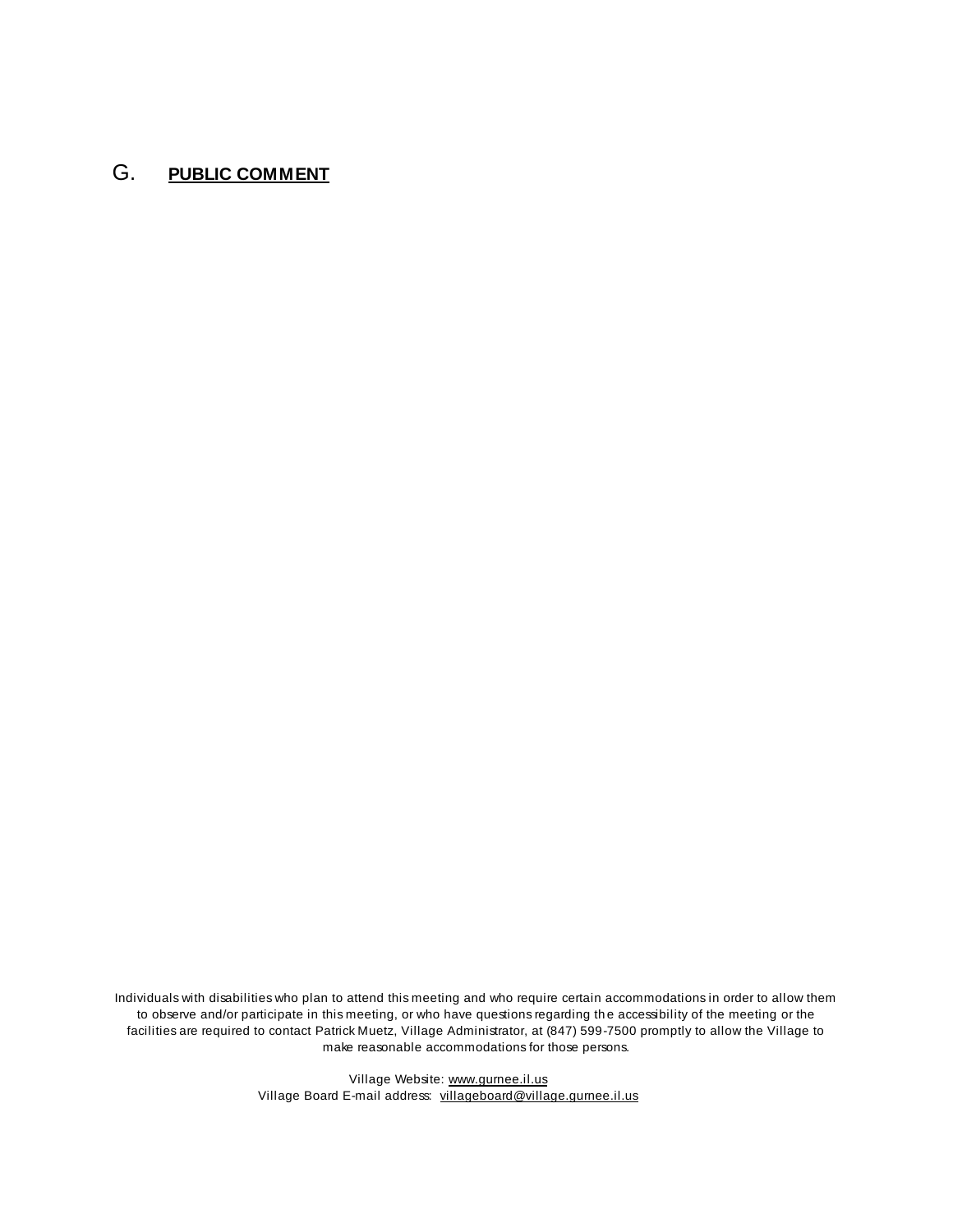G. **PUBLIC COMMENT**

Individuals with disabilities who plan to attend this meeting and who require certain accommodations in order to allow them to observe and/or participate in this meeting, or who have questions regarding the accessibility of the meeting or the facilities are required to contact Patrick Muetz, Village Administrator, at (847) 599-7500 promptly to allow the Village to make reasonable accommodations for those persons.

Village Website: www.gurnee.il.us
Village Board E-mail address: villageboard@village.gurnee.il.us